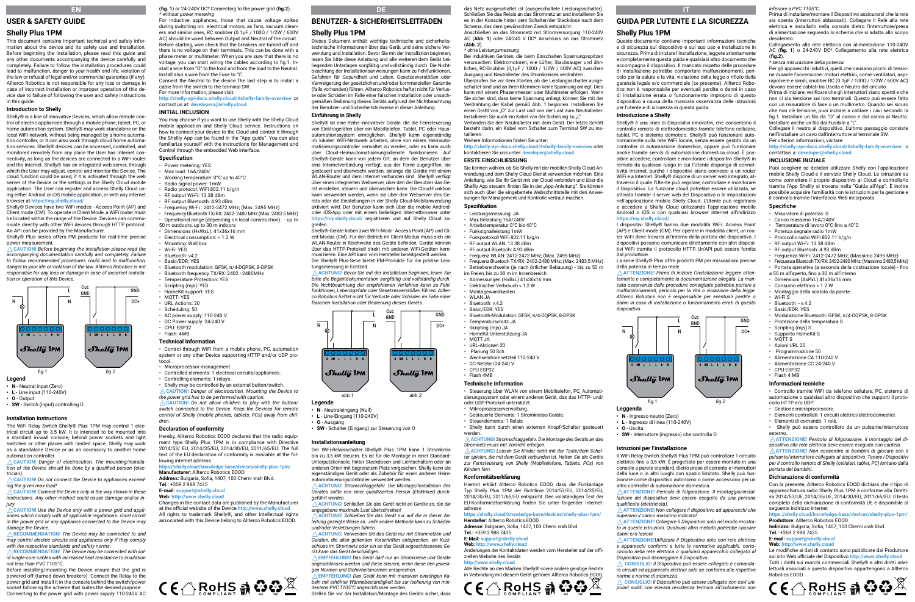EN

# USER & SAFETY GUIDE

## Shelly Plus 1PM

This document contains important technical and safety information about the device and its safety use and installation. Before beginning the installation, please read this guide and any other documents accompanying the device carefully and completely. Failure to follow the installation procedures could lead to malfunction, danger to your health and life, violation of the law or refusal of legal and/or commercial guarantee (if any). Allterco Robotics is not responsible for any loss or damage in case of incorrect installation or improper operation of this device due to failure of following the user and safety instructions in this guide.

### Introduction to Shelly

Shelly® is a line of innovative Devices, which allow remote control of electric appliances through a mobile phone, tablet, PC, or home automation system. Shelly® may work standalone on the local WiFi network, without being managed by a home automation controller, or it can also work through cloud home automation services. Shelly® devices can be accessed, controlled, and monitored remotely from any place the User has Internet connectivity, as long as the devices are connected to a WiFi router and the Internet. Shelly® has an integrated web server, through which the User may adjust, control and monitor the Device. The cloud function could be used, if it is activated through the web server of the Device or the settings in the Shelly Cloud mobile application. The User can register and access Shelly Cloud using either Android or iOS mobile application, or with any internet browser at **https://my.shelly.cloud/**

Shelly® Devices have two WiFi modes - Access Point (AP) and Client mode (CM). To operate in Client Mode, a WiFi router must be located within the range of the Device. Devices can communicate directly with other WiFi devices through HTTP protocol. An API can be provided by the Manufacturer.

Shelly® Plus series offers PM products for real-time precise power measurement.

⚠ **CAUTION!** *Before beginning the installation please read the accompanying documentation carefully and completely. Failure to follow recommended procedures could lead to malfunction, danger to your life or violation of the law. Allterco Robotics is not responsible for any loss or damage in case of incorrect installation or operation of this Device.*

fig.1

fig.2

### Legend

- **N** - Neutral input (Zero)
- **L** - Line input (110-240V)
- **O** - Output
- **SW** - Switch (input) controlling O

### Installation Instructions

The WiFi Relay Switch Shelly® Plus 1PM may control 1 electrical circuit up to 3.5 kW. It is intended to be mounted into a standard in-wall console, behind power sockets and light switches or other places with limited space. Shelly may work as a standalone Device or as an accessory to another home automation controller.

⚠ **CAUTION!** *Danger of electrocution. The mounting/installation of the Device should be done by a qualified person (electrician).*

⚠ **CAUTION!** *Do not connect the Device to appliances exceeding the given max load!*

⚠ **CAUTION!** *Connect the Device only in the way shown in these instructions. Any other method could cause damage and/or injury.*

⚠ **CAUTION!** *Use the Device only with a power grid and appliances which comply with all applicable regulations. short circuit in the power grid or any appliance connected to the Device may damage the Device.*

⚠ **RECOMMENDATION!** *The Device may be connected to and may control electric circuits and appliances only if they comply with the respective standards and safety norms.*

⚠ **RECOMMENDATION!** *The Device may be connected with solid single-core cables with increased heat resistance to insulation not less than PVC T105°C.*

Before installing/mounting the Device ensure that the grid is powered off (turned down breakers). Connect the Relay to the power grid and install it in the console behind the switch/power socket following the scheme that suites the desired purpose:

Connecting to the power grid with power supply 110-240V AC (**fig. 1**) or 24-240V DC* Connecting to the power grid (**fig.2**).

*\* without power metering*

For inductive appliances, those that cause voltage spikes during switching on: electrical motors, as fans, vacuum cleaners and similar ones, RC snubber (0.1µF / 100Ω / 1/2W / 600V AC) should be wired between Output and Neutral of the circuit. Before starting, wire check that the breakers are turned off and there is no voltage on their terminals. This can be done with a phase meter or multimeter. When you are sure that there is no voltage, you can start wiring the cables according to fig.1. Install a wire from "O" to the load and from the load to the Neutral. Install also a wire from the Fuse to "L".

Connect the Neutral to the device.The last step is to install a cable from the switch to the terminal SW.

For more information, please visit:

**http://shelly-api-docs.shelly.cloud/#shelly-family-overview** or contact us at: **developers@shelly.cloud**

### INITIAL INCLUSION

You may choose if you want to use Shelly with the Shelly Cloud mobile application and Shelly Cloud service. Instructions on how to connect your device to the Cloud and control it through the Shelly App can be found in the "App guide". You can also familiarize yourself with the instructions for Management and Control through the embedded Web interface.

### Specification

- Power metering: YES
- Max load: 16A/240V
- Working temperature: 0°C up to 40°C
- Radio signal power: 1mW
- Radio protocol: WiFi 802.11 b/g/n
- RF output Wi-Fi: 13.38 dBm
- RF output Bluetooth: 4.93 dBm
- Frequency Wi-Fi: 2412-2472 MHz; (Max. 2495 MHz)
- Frequency Bluetooth TX/RX: 2402- 2480 MHz (Max. 2483.5 MHz)
- Operational range (depending on local construction): - up to 50 m outdoors, up to 30 m indoors
- Dimensions (HxWxL): 41x36x16 mm
- Electrical consumption: < 1.2 W
- Mounting: Wall box
- Wi-Fi: YES
- Bluetooth: v4.2
- Basic/EDR: YES
- Bluetooth modulation: GFSK, π/4-DQPSK, 8-DPSK
- Bluetooth frequency TX/RX: 2402 - 2480MHz
- Temperature Protection: YES
- Scripting (mjs): YES
- HomeKit support: YES
- MQTT: YES
- URL Actions: 20
- Scheduling: 50
- AC power supply: 110-240 V
- DC Power supply: 24-240 V
- CPU: ESP32
- Flash: 4MB

### Technical Information

- Control through WiFi from a mobile phone, PC, automation system or any other Device supporting HTTP and/or UDP protocol.
- Microprocessor management.
- Controlled elements: 1 electrical circuits/appliances.
- Controlling elements: 1 relays.
- Shelly may be controlled by an external button/switch.

⚠ **CAUTION!** *Danger of electrocution. Mounting the Device to the power grid has to be performed with caution.*

⚠ **CAUTION!** *Do not allow children to play with the button/switch connected to the Device. Keep the Devices for remote control of Shelly (mobile phones, tablets, PCs) away from children.*

### Declaration of conformity

Hereby, Allterco Robotics EOOD declares that the radio equipment type Shelly Plus 1PM is in compliance with Directive 2014/53/ EU, 2014/35/EU, 2014/30/EU, 2011/65/EU. The full text of the EU declaration of conformity is available at the following internet address

**https://shelly.cloud/knowledge-base/devices/shelly-plus-1pm/**

**Manufacturer:** Allterco Robotics EOOD

**Address:** Bulgaria, Sofia, 1407, 103 Cherni vrah Blvd.

**Tel.:** +359 2 988 7435

**E-mail:** **support@shelly.cloud**

**Web:** **http://www.shelly.cloud**

Changes in the contact data are published by the Manufacturer at the official website of the Device **http://www.shelly.cloud**

All rights to trademark Shelly®, and other intellectual rights associated with this Device belong to Allterco Robotics EOOD.

CE RoHS COMPLIANT

DE

# BENUTZER- & SICHERHEITSLEITFADEN

## Shelly Plus 1PM

Dieses Dokument enthält wichtige technische und sicherheitstechnische Informationen über das Gerät und seine sichere Verwendung und Installation. Bevor Sie mit der Installation beginnen, lesen Sie bitte diese Anleitung und alle weiteren dem Gerät beiliegenden Unterlagen sorgfältig und vollständig durch. Die Nichtbeachtung der Installationsanweisungen kann zu Fehlfunktionen, Gefahren für Gesundheit und Leben, Gesetzesverstößen oder Verweigerung der gesetzlichen und/oder kommerziellen Garantie (falls vorhanden) führen. Allterco Robotics haftet nicht für Verluste oder Schäden im Falle einer falschen Installation oder unsachgemäßen Bedienung dieses Geräts aufgrund der Nichtbeachtung der Benutzer- und Sicherheitshinweise in dieser Anleitung.

### Einführung in Shelly

Shelly® ist eine Reihe innovativer Geräte, die die Fernsteuerung von Elektrogeräten über ein Mobiltelefon, Tablet, PC oder Hausautomationssystem ermöglichen. Shelly® kann eigenständig im lokalen WiFi-Netzwerk arbeiten, ohne von einem Heimautomatisierungscontroller verwaltet zu werden, oder es kann auch über Cloud-Heimautomatisierungsdienste funktionieren. Auf Shelly®-Geräte kann von jedem Ort, an dem der Benutzer über eine Internetverbindung verfügt, aus der Ferne zugegriffen, sie gesteuert und überwacht werden, solange die Geräte mit einem WLAN-Router und dem Internet verbunden sind. Shelly® verfügt über einen integrierten Webserver, über den der Benutzer das Gerät einstellen, steuern und überwachen kann. Die Cloud-Funktion kann verwendet werden, wenn sie über den Webserver des Geräts oder die Einstellungen in der Shelly Cloud-Mobilanwendung aktiviert wird. Der Benutzer kann sich über die mobile Android- oder iOS-App oder mit einem beliebigen Internetbrowser unter **https://my.shelly.cloud/** registrieren und auf Shelly Cloud zugreifen.

Shelly®-Geräte haben zwei WiFi-Modi - Access Point (AP) und Client-Modus (CM). Für den Betrieb im Client-Modus muss sich ein WLAN-Router in Reichweite des Geräts befinden. Geräte können über das HTTP-Protokoll direkt mit anderen WiFi-Geräten kommunizieren. Eine API kann vom Hersteller bereitgestellt werden.

Die Shelly® Plus-Serie bietet PM-Produkte für die präzise Leistungsmessung in Echtzeit.

⚠ **ACHTUNG!** *Bevor Sie mit der Installation beginnen, lesen Sie bitte die Begleitdokumentation sorgfältig und vollständig durch. Die Nichtbeachtung der empfohlenen Verfahren kann zu Fehlfunktionen, Lebensgefahr oder Gesetzesverstößen führen. Allterco Robotics haftet nicht für Verluste oder Schäden im Falle einer falschen Installation oder Bedienung dieses Geräts.*

abb.1

abb.2

### Legende

- **N** - Neutraleingang (Null)
- **L** - Line-Eingang (110-240V)
- **O** - Ausgang
- **SW** - Schalter (Eingang) zur Steuerung von O

### Installationsanleitung

Der WiFi-Relaisschalter Shelly® Plus 1PM kann 1 Stromkreis bis zu 3,5 kW steuern. Es ist für die Montage in einer Standard-Unterputzkonsole, hinter Steckdosen und Lichtschaltern oder an anderen Orten mit begrenztem Platz vorgesehen. Shelly kann als eigenständiges Gerät oder als Zubehör für einen anderen Heimautomatisierungscontroller verwendet werden.

⚠ **ACHTUNG!** *Stromschlaggefahr. Die Montage/Installation des Gerätes sollte von einer qualifizierten Person (Elektriker) durchgeführt werden.*

⚠ **ACHTUNG!** *Schließen Sie das Gerät nicht an Geräte an, die die angegebene maximale Last überschreiten!*

⚠ **ACHTUNG!** *Schließen Sie das Gerät nur auf die in dieser Anleitung gezeigte Weise an. Jede andere Methode kann zu Schäden und/oder Verletzungen führen.*

⚠ **ACHTUNG!** *Verwenden Sie das Gerät nur mit Stromnetzen und Geräten, die allen geltenden Vorschriften entsprechen. ein Kurzschluss im Stromnetz oder ein an das Gerät angeschlossenes Gerät kann das Gerät beschädigen.*

⚠ **EMPFEHLUNG!** *Das Gerät darf nur an Stromkreise und Geräte angeschlossen werden und diese steuern, wenn diese den jeweiligen Normen und Sicherheitsnormen entsprechen.*

⚠ **EMPFEHLUNG!** *Das Gerät kann mit massiven einadrigen Kabeln mit erhöhter Wärmebeständigkeit bis zur Isolierung von mindestens PVC T105°C angeschlossen werden.*

Stellen Sie vor der Installation/Montage des Geräts sicher, dass das Netz ausgeschaltet ist (ausgeschaltete Leistungsschalter). Schließen Sie das Relais an das Stromnetz an und installieren Sie es in der Konsole hinter dem Schalter/der Steckdose nach dem Schema, das dem gewünschten Zweck entspricht:

Anschließen an das Stromnetz mit Stromversorgung 110-240V AC (**Abb. 1**) oder 24-240 V DC* Anschluss an das Stromnetz (**Abb. 2**).

*\* ohne Leistungsmessung*

Bei induktiven Geräten, die beim Einschalten Spannungsspitzen verursachen: Elektromotoren, wie Lüfter, Staubsauger und ähnliches, RC-Snubber (0,1µF / 100Ω / 1/2W / 600V AC) zwischen Ausgang und Neutralleiter des Stromkreises verdrahten .

Überprüfen Sie vor dem Starten, ob die Leistungsschalter ausgeschaltet sind und an ihren Klemmen keine Spannung anliegt. Dies kann mit einem Phasenmesser oder Multimeter erfolgen. Wenn Sie sicher sind, dass keine Spannung anliegt, können Sie mit der Verdrahtung der Kabel gemäß Abb. 1 beginnen. Installieren Sie einen Draht von „O" zur Last und von der Last zum Neutralleiter. Installieren Sie auch ein Kabel von der Sicherung zu „L".

Verbinden Sie den Neutralleiter mit dem Gerät. Der letzte Schritt besteht darin, ein Kabel vom Schalter zum Terminal SW zu installieren.

Weitere Informationen finden Sie unter:

**http://shelly-api-docs.shelly.cloud/#shelly-family-overview** oder kontaktieren Sie uns unter: **developer@shelly.cloud**

### ERSTE EINSCHLIESSUNG

Sie können wählen, ob Sie Shelly mit der mobilen Shelly Cloud-Anwendung und dem Shelly Cloud-Dienst verwenden möchten. Eine Anleitung, wie Sie Ihr Gerät mit der Cloud verbinden und über die Shelly App steuern, finden Sie in der „App-Anleitung". Sie können sich auch über die eingebettete Webschnittstelle mit den Anweisungen für Management und Kontrolle vertraut machen.

### Spezifikation

- Leistungsmessung: JA
- Max Belastung 16A/240V
- Arbeitstemperatur 0°C bis 40°C
- Funksignalleistung 1mW
- Funkprotokoll WiFi 802.11 b/g/n
- RF output WLAN: 13.38 dBm
- RF output Bluetooth: 4.93 dBm
- Frequenz WLAN: 2412-2472 MHz; (Max. 2495 MHz)
- Frequenz Bluetooh TX/RX: 2402-2480 MHz; (Max. 2483,5 MHz)
- Betriebsreichweite (je nach örtlicher Bebauung) - bis zu 50 m im Freien, bis zu 30 m im Innenbereich
- Abmessungen (HxBxL) 41x36x16 mm
- Elektrischer Verbrauch < 1.2 W
- Montagewandkasten
- WLAN JA
- Bluetooth: v.4.2
- Basic/EDR: YES
- Bluetooth-Modulation: GFSK, π/4-DQPSK, 8-DPSK
- Temperaturschutz JA
- Skripting (mjs) JA
- HomeKit-Unterstützung JA
- MQTT JA
- URL-Aktionen 20
- Planung 50 Sch
- Wechselstromnetzteil 110-240 V
- DC-Netzteil 24-240 V
- CPU ESP32
- Flash 4MB

### Technische Information

- Steuerung über WLAN von einem Mobiltelefon, PC, Automatisierungssystem oder einem anderen Gerät, das das HTTP- und/oder UDP-Protokoll unterstützt.
- Mikroprozessorverwaltung.
- Gesteuerte Elemente: 1 Stromkreise/Geräte.
- Steuerelemente: 1 Relais.
- Shelly kann durch einen externen Knopf/Schalter gesteuert werden.

⚠ **ACHTUNG!** *Stromschlaggefahr. Die Montage des Geräts an das Stromnetz muss mit Vorsicht erfolgen.*

⚠ **ACHTUNG!** *Lassen Sie Kinder nicht mit der Taste/dem Schalter spielen, die mit dem Gerät verbunden ist. Halten Sie die Geräte zur Fernsteuerung von Shelly (Mobiltelefone, Tablets, PCs) von Kindern fern.*

### Konformitätserklärung

Hiermit erklärt Allterco Robotics EOOD, dass die Funkanlage Typ Shelly Plus 1PM der Richtlinie 2014/53/EU, 2014/35/EU, 2014/30/EU, 2011/65/EU entspricht. Den vollständigen Text der EU-Konformitätserklärung finden Sie unter folgender Internetadresse

**https://shelly.cloud/knowledge-base/devices/shelly-plus-1pm/**

**Hersteller:** Allterco Robotics EOOD

**Adresse:** Bulgarien, Sofia, 1407, 103 Cherni Vrah Blvd.

**Tel.:** +359 2 988 7435

**E-Mail:** **support@shelly.cloud**

**Web:** **http://www.shelly.cloud**

Änderungen der Kontaktdaten werden vom Hersteller auf der offiziellen Website des Geräts

**http://www.shelly.cloud** .

Alle Rechte an den Marken Shelly® sowie andere geistige Rechte in Verbindung mit diesem Gerät gehören Allterco Robotics EOOD.

CE RoHS COMPLIANT

IT

# GUIDA PER L'UTENTE E LA SICUREZZA

## Shelly Plus 1PM

Questo documento contiene importanti informazioni tecniche e di sicurezza sul dispositivo e sul suo uso e installazione in sicurezza. Prima di iniziare l'installazione, leggere attentamente e completamente questa guida e qualsiasi altro documento che accompagna il dispositivo. Il mancato rispetto delle procedure di installazione potrebbe comportare malfunzionamenti, pericolo per la salute e la vita, violazione della legge o rifiuto della garanzia legale e/o commerciale (se presente). Allterco Robotics non è responsabile per eventuali perdite o danni in caso di installazione errata o funzionamento improprio di questo dispositivo a causa della mancata osservanza delle istruzioni per l'utente e di sicurezza in questa guida.

### Introduzione a Shelly

Shelly® è una linea di Dispositivi innovativi, che consentono il controllo remoto di elettrodomestici tramite telefono cellulare, tablet, PC o sistema domotico. Shelly® può funzionare autonomamente sulla rete WiFi locale, senza essere gestito da un controller di automazione domestica, oppure può funzionare anche tramite servizi di automazione domestica cloud. È possibile accedere, controllare e monitorare i dispositivi Shelly® in remoto da qualsiasi luogo in cui l'Utente disponga di connettività Internet, purché i dispositivi siano connessi a un router WiFi e a Internet. Shelly® dispone di un server web integrato, attraverso il quale l'Utente può regolare, controllare e monitorare il Dispositivo. La funzione cloud potrebbe essere utilizzata, se attivata tramite il server web del Dispositivo o le impostazioni nell'applicazione mobile Shelly Cloud. L'Utente può registrarsi e accedere a Shelly Cloud utilizzando l'applicazione mobile Android o iOS o con qualsiasi browser Internet all'indirizzo **https://my.shelly.cloud/**

I dispositivi Shelly® hanno due modalità WiFi: Access Point (AP) e Client mode (CM). Per operare in modalità client, un router WiFi deve trovarsi all'interno della portata del dispositivo. I dispositivi possono comunicare direttamente con altri dispositivi WiFi tramite il protocollo HTTP. Un'API può essere fornita dal produttore.

La serie Shelly® Plus offre prodotti PM per misurazioni precise della potenza in tempo reale.

⚠ **ATTENZIONE!** *Prima di iniziare l'installazione leggere attentamente e completamente la documentazione allegata. La mancata osservanza delle procedure consigliate potrebbe portare a malfunzionamenti, pericolo per la vita o violazione della legge. Allterco Robotics non è responsabile per eventuali perdite o danni in caso di installazione o funzionamento errati di questo dispositivo.*

fig.1

fig.2

### Leggenda

- **N** - Ingresso neutro (Zero)
- **L** - Ingresso di linea (110-240V)
- **O** - Uscita
- **SW** - Interruttore (ingresso) che controlla O

### Istruzioni per l'installazione

Il WiFi Relay Switch Shelly® Plus 1PM può controllare 1 circuito elettrico fino a 3,5 kW. È progettato per essere montato in una console a parete standard, dietro prese di corrente e interruttori della luce o in altri luoghi con spazio limitato. Shelly può funzionare come dispositivo autonomo o come accessorio per un altro controller di automazione domestica.

⚠ **ATTENZIONE!** *Pericolo di folgorazione. Il montaggio/installazione del dispositivo deve essere eseguito da una persona qualificata (elettricista).*

⚠ **ATTENZIONE!** *Non collegare il dispositivo ad apparecchi che superano il carico massimo indicato!*

⚠ **ATTENZIONE!** *Collegare il Dispositivo solo nel modo mostrato in queste istruzioni. Qualsiasi altro metodo potrebbe causare danni e/o lesioni.*

⚠ **ATTENZIONE!***Utilizzare il Dispositivo solo con rete elettrica e apparecchi conformi a tutte le normative applicabili. cortocircuito nella rete elettrica o qualsiasi apparecchio collegato al Dispositivo può danneggiare il Dispositivo.*

⚠ **CONSIGLIO!** *Il Dispositivo può essere collegato e comandare circuiti ed apparecchi elettrici solo se conformi alle rispettive norme e norme di sicurezza.*

⚠ **CONSIGLIO!** *Il dispositivo può essere collegato con cavi unipolari solidi con elevata resistenza termica all'isolamento non inferiore a PVC T105°C.*

Prima di installare/montare il Dispositivo assicurarsi che la rete sia spenta (interruttori abbassati). Collegare il Relè alla rete elettrica e installarlo nella console dietro l'interruttore/presa di alimentazione seguendo lo schema che si adatta allo scopo desiderato:

Collegamento alla rete elettrica con alimentazione 110-240V AC (**fig. 1**) o 24-240V DC* Collegamento alla rete elettrica (**fig.2**).

*\* senza misurazione della potenza*

Per gli apparecchi induttivi, quelli che causano picchi di tensione durante l'accensione: motori elettrici, come ventilatori, aspirapolvere e simili, snubber RC (0.1µF / 100Ω / 1/2W / 600V AC) devono essere cablati tra Uscita e Neutro del circuito .

Prima di iniziare, verificare che gli interruttori siano spenti e che non ci sia tensione sui loro terminali. Questo può essere fatto con un misuratore di fase o un multimetro. Quando sei sicuro che non c'è tensione, puoi iniziare a cablare i cavi secondo la fig.1. Installare un filo da "O" al carico e dal carico al Neutro. Installare anche un filo dal Fusibile a "L".

Collegare il neutro al dispositivo. L'ultimo passaggio consiste nell'installare un cavo dall'interruttore al terminale SW.

Per ulteriori informazioni, visitare:

**http://shelly-api-docs.shelly.cloud/#shelly-family-overview** o contattaci a: **developer@shelly.cloud**

### INCLUSIONE INIZIALE

Puoi scegliere se desideri utilizzare Shelly con l'applicazione mobile Shelly Cloud e il servizio Shelly Cloud. Le istruzioni su come connettere il proprio dispositivo al Cloud e controllarlo tramite l'App Shelly si trovano nella "Guida all'App". È inoltre possibile acquisire familiarità con le istruzioni per la gestione e il controllo tramite l'interfaccia Web incorporata.

### Specifiche

- Misuratore di potenza: S
- Carico massimo 16A/240V
- Temperatura di lavoro 0°C fino a 40°C
- Potenza segnale radio 1mW
- Protocollo radio WiFi 802.11 b/g/n
- RF output Wi-Fi: 13.38 dBm
- RF output Bluetooth: 4.93 dBm
- Frequenza Wi-Fi: 2412-2472 MHz; (Massimo 2495 MHz)
- Frequenza Bluetooth TX/RX: 2402-2480 MHz; (Massimo 2483,5 MHz)
- Portata operativa (a seconda della costruzione locale) - fino a 50 m all'aperto, fino a 30 m all'interno
- Dimensioni (AxPxL) 41x36x16 mm
- Consumo elettrico < 1.2 W
- Montaggio della scatola da parete
- Wi-Fi S
- Bluetooth - v.4.2
- Basic/EDR: YES
- Modulazione Bluetooth: GFSK, π/4-DQPSK, 8-DPSK
- Protezione della temperatura S
- Scripting (mjs) S
- Supporto HomeKit S
- MQTT S
- Azioni URL 20
- Programmazione 50
- Alimentazione CA 110-240 V
- Alimentazione CC 24-240 V
- CPU ESP32
- Flash 4 MB

### Informazioni tecniche

- Controllo tramite WiFi da telefono cellulare, PC, sistema di automazione o qualsiasi altro dispositivo che supporti il protocollo HTTP e/o UDP.
- Gestione microprocessore.
- Elementi controllati: 1 circuiti elettrici/elettrodomestici.
- Elementi di comando: 1 relè.
- Shelly può essere controllato da un pulsante/interruttore esterno.

⚠ **ATTENZIONE!** *Pericolo di folgorazione. Il montaggio del dispositivo alla rete elettrica deve essere eseguito con cautela.*

⚠ **ATTENZIONE!** *Non consentire ai bambini di giocare con il pulsante/interruttore collegato al dispositivo. Tenere i Dispositivi per il controllo remoto di Shelly (cellulari, tablet, PC) lontano dalla portata dei bambini.*

### Dichiarazione di conformità

Con la presente, Allterco Robotics EOOD dichiara che il tipo di apparecchiatura radio Shelly Plus 1PM è conforme alla Direttiva 2014/53/UE, 2014/35/UE, 2014/30/UE, 2011/65/UE. Il testo completo della dichiarazione di conformità UE è disponibile al seguente indirizzo internet

**https://shelly.cloud/knowledge-base/devices/shelly-plus-1pm/**

**Produttore:** Allterco Robotics EOOD

**Indirizzo:** Bulgaria, Sofia, 1407, 103 Cherni vrah Blvd.

**Tel.:** +359 2 988 7435

**E-mail:** **support@shelly.cloud**

**Web:** **http://www.shelly.cloud**

Le modifiche ai dati di contatto sono pubblicate dal Produttore sul sito Web ufficiale del Dispositivo **http://www.shelly.cloud**

Tutti i diritti sui marchi commerciali Shelly® e altri diritti intellettuali associati a questo dispositivo appartengono a Allterco Robotics EOOD.

CE RoHS COMPLIANT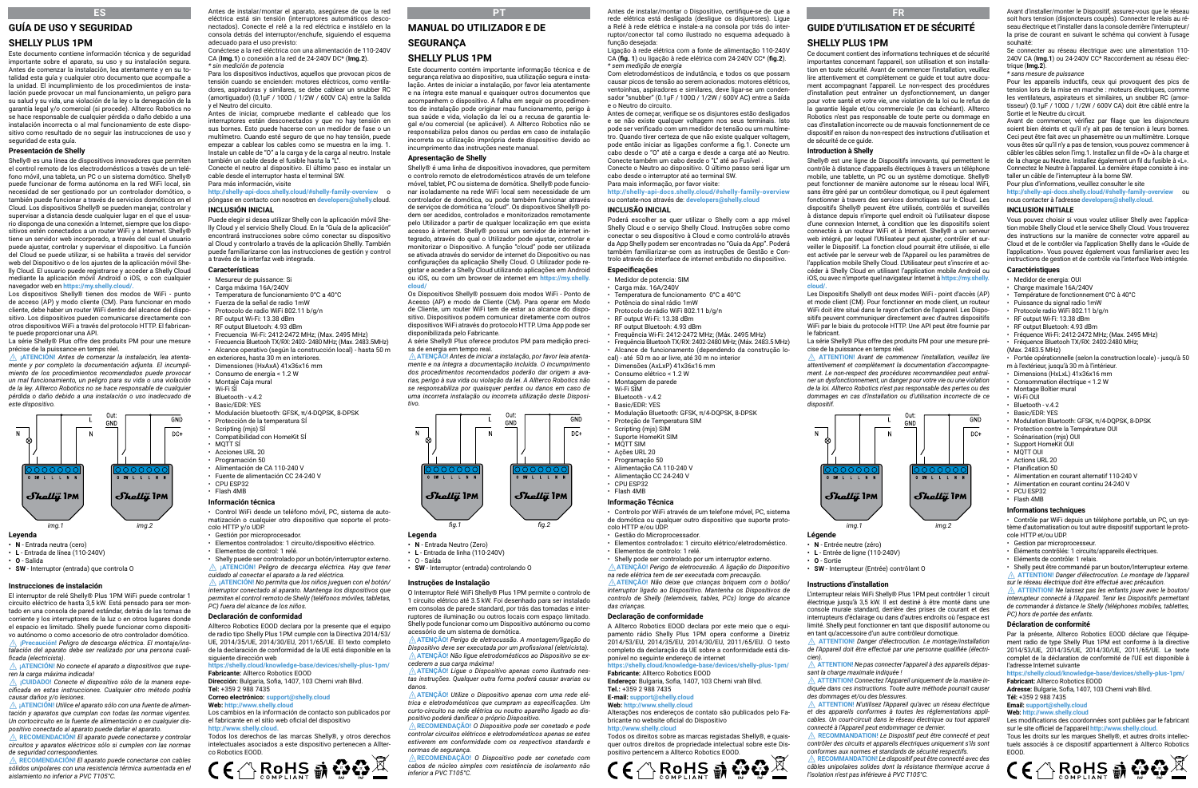# ES

## GUÍA DE USO Y SEGURIDAD

## SHELLY PLUS 1PM

Este documento contiene información técnica y de seguridad importante sobre el aparato, su uso y su instalación segura. Antes de comenzar la instalación, lea atentamente y en su totalidad esta guía y cualquier otro documento que acompañe a la unidad. El incumplimiento de los procedimientos de instalación puede provocar un mal funcionamiento, un peligro para su salud y su vida, una violación de la ley o la denegación de la garantía legal y/o comercial (si procede). Allterco Robotics no se hace responsable de cualquier pérdida o daño debido a una instalación incorrecta o al mal funcionamiento de este dispositivo como resultado de no seguir las instrucciones de uso y seguridad de esta guía.

### Presentación de Shelly

Shelly® es una línea de dispositivos innovadores que permiten el control remoto de los electrodomésticos a través de un teléfono móvil, una tableta, un PC o un sistema doméstico. Shelly® puede funcionar de forma autónoma en la red WiFi local, sin necesidad de ser gestionado por un controlador doméstico, o también puede funcionar a través de servicios domésticos en el Cloud. Los dispositivos Shelly® se pueden manejar, controlar y supervisar a distancia desde cualquier lugar en el que el usuario disponga de una conexión a Internet, siempre que los dispositivos estén conectados a un router WiFi y a Internet. Shelly® tiene un servidor web incorporado, a través del cual el usuario puede ajustar, controlar y supervisar el dispositivo. La función del Cloud se puede utilizar, si se habilita a través del servidor web del Dispositivo o de los ajustes de la aplicación móvil Shelly Cloud. El usuario puede registrarse y acceder a Shelly Cloud mediante la aplicación móvil Android o iOS, o con cualquier navegador web en **https://my.shelly.cloud/**.

Los dispositivos Shelly® tienen dos modos de WiFi - punto de acceso (AP) y modo cliente (CM). Para funcionar en modo cliente, debe haber un router WiFi dentro del alcance del dispositivo. Los dispositivos pueden comunicarse directamente con otros dispositivos WiFi a través del protocolo HTTP. El fabricante puede proporcionar una API.

La série Shelly® Plus offre des produits PM pour une mesure précise de la puissance en temps réel.

⚠ *¡ATENCIÓN! Antes de comenzar la instalación, lea atentamente y por completo la documentación adjunta. El incumplimiento de los procedimientos recomendados puede provocar un mal funcionamiento, un peligro para su vida o una violación de la ley. Allterco Robotics no se hace responsable de cualquier pérdida o daño debido a una instalación o uso inadecuado de este dispositivo.*

img.1 img.2

### Leyenda

- **N** - Entrada neutra (cero)
- **L** - Entrada de línea (110-240V)
- **O** - Salida
- **SW** - Interruptor (entrada) que controla O

### Instrucciones de instalación

El interruptor de relé Shelly® Plus 1PM WiFi puede controlar 1 circuito eléctrico de hasta 3,5 kW. Está pensado para ser montado en una consola de pared estándar, detrás de las tomas de corriente y los interruptores de la luz o en otros lugares donde el espacio es limitado. Shelly puede funcionar como dispositivo autónomo o como accesorio de otro controlador doméstico.

⚠ *¡Precaución! Peligro de descarga eléctrica. El montaje/instalación del aparato debe ser realizado por una persona cualificada (electricista).*

⚠ *¡ATENCIÓN! No conecte el aparato a dispositivos que superen la carga máxima indicada!*

⚠ *¡CUIDADO! Conecte el dispositivo sólo de la manera especificada en estas instrucciones. Cualquier otro método podría causar daños y/o lesiones.*

⚠ *¡ATENCIÓN! Utilice el aparato sólo con una fuente de alimentación y aparatos que cumplan con todas las normas vigentes. Un cortocircuito en la fuente de alimentación o en cualquier dispositivo conectado al aparato puede dañar el aparato.*

⚠ *RECOMENDACIÓN! El aparato puede conectarse y controlar circuitos y aparatos eléctricos sólo si cumplen con las normas de seguridad correspondientes.*

⚠ *RECOMENDACIÓN! El aparato puede conectarse con cables sólidos unipolares con una resistencia térmica aumentada en el aislamiento no inferior a PVC T105°C.*

Antes de instalar/montar el aparato, asegúrese de que la red eléctrica está sin tensión (interruptores automáticos desconectados). Conecte el relé a la red eléctrica e instálelo en la consola detrás del interruptor/enchufe, siguiendo el esquema adecuado para el uso previsto:

Conéctese a la red eléctrica con una alimentación de 110-240V CA (**Img.1**) o conexión a la red de 24-240V DC* (**Img.2**).
* sin medición de potencia

Para los dispositivos inductivos, aquellos que provocan picos de tensión cuando se encienden: motores eléctricos, como ventiladores, aspiradoras y similares, se debe cablear un snubber RC (amortiguador) (0.1µF / 100Ω / 1/2W / 600V CA) entre la Salida y el Neutro del circuito.

Antes de iniciar, compruebe mediante el cableado que los interruptores están desconectados y que no hay tensión en sus bornes. Esto puede hacerse con un medidor de fase o un multímetro. Cuando esté seguro de que no hay tensión, puede empezar a cablear los cables como se muestra en la img. 1. Instale un cable de "O" a la carga y de la carga al neutro. Instale también un cable desde el fusible hasta la "L".

Conecte el neutro al dispositivo. El último paso es instalar un cable desde el interruptor hasta el terminal SW.

Para más información, visite **http://shelly-api-docs.shelly.cloud/#shelly-family-overview** o póngase en contacto con nosotros en **developers@shelly.cloud**.

### INCLUSIÓN INICIAL

Puede elegir si desea utilizar Shelly con la aplicación móvil Shelly Cloud y el servicio Shelly Cloud. En la "Guía de la aplicación" encontrará instrucciones sobre cómo conectar su dispositivo al Cloud y controlarlo a través de la aplicación Shelly. También puede familiarizarse con las instrucciones de gestión y control a través de la interfaz web integrada.

### Características

- Mesureur de puissance: Sì
- Carga máxima 16A/240V
- Temperatura de funcionamiento 0°C a 40°C
- Fuerza de la señal de radio 1mW
- Protocolo de radio WiFi 802.11 b/g/n
- RF output Wi-Fi: 13.38 dBm
- RF output Bluetooth: 4.93 dBm
- Frecuencia Wi-Fi: 2412-2472 MHz; (Max. 2495 MHz)
- Frecuencia Bluetooth TX/RX: 2402- 2480 MHz; (Max. 2483.5MHz)
- Alcance operativo (según la construcción local) - hasta 50 m en exteriores, hasta 30 m en interiores.
- Dimensiones (HxAxA) 41x36x16 mm
- Consumo de energía < 1.2 W
- Montaje Caja mural
- Wi-Fi SÍ
- Bluetooth - v.4.2
- Basic/EDR: YES
- Modulación bluetooth: GFSK, π/4-DQPSK, 8-DPSK
- Protección de la temperatura SÍ
- Scripting (mjs) SÍ
- Compatibilidad con HomeKit SÍ
- MQTT SÍ
- Acciones URL 20
- Programación 50
- Alimentación de CA 110-240 V
- Fuente de alimentación CC 24-240 V
- CPU ESP32
- Flash 4MB

### Información técnica

- Control WiFi desde un teléfono móvil, PC, sistema de automatización o cualquier otro dispositivo que soporte el protocolo HTTP y/o UDP.
- Gestión por microprocesador.
- Elementos controlados: 1 circuito/dispositivo eléctrico.
- Elementos de control: 1 relé.
- Shelly puede ser controlado por un botón/interruptor externo.

⚠ *¡ATENCIÓN! Peligro de descarga eléctrica. Hay que tener cuidado al conectar el aparato a la red eléctrica.*

⚠ *¡ATENCIÓN! No permita que los niños jueguen con el botón/interruptor conectado al aparato. Mantenga los dispositivos que permiten el control remoto de Shelly (teléfonos móviles, tabletas, PC) fuera del alcance de los niños.*

### Declaración de conformidad

Allterco Robotics EOOD declara por la presente que el equipo de radio tipo Shelly Plus 1PM cumple con la Directiva 2014/53/UE, 2014/35/UE, 2014/30/EU, 2011/65/UE. El texto completo de la declaración de conformidad de la UE está disponible en la siguiente dirección web **https://shelly.cloud/knowledge-base/devices/shelly-plus-1pm/**

**Fabricante:** Allterco Robotics EOOD
**Dirección:** Bulgaria, Sofia, 1407, 103 Cherni vrah Blvd.
**Tel:** +359 2 988 7435
**Correo electrónico:** **support@shelly.cloud**
**Web:** **http://www.shelly.cloud**

Los cambios en la información de contacto son publicados por el fabricante en el sitio web oficial del dispositivo **http://www.shelly.cloud**.

Todos los derechos de las marcas Shelly®, y otros derechos intelectuales asociados a este dispositivo pertenecen a Allterco Robotics EOOD.

# PT

## MANUAL DO UTILIZADOR E DE SEGURANÇA

## SHELLY PLUS 1PM

Este documento contém importante informação técnica e de segurança relativa ao dispositivo, sua utilização segura e instalação. Antes de iniciar a instalação, por favor leia atentamente e na íntegra este manual e quaisquer outros documentos que acompanhem o dispositivo. A falha em seguir os procedimentos de instalação pode originar mau funcionamento, perigo para sua saúde e vida, violação da lei ou a recusa de garantia legal e/ou comercial (se aplicável). A Allterco Robotics não se responsabiliza pelos danos ou perdas em caso de instalação incorreta ou utilização imprópria deste dispositivo devido ao incumprimento das instruções neste manual.

### Apresentação de Shelly

Shelly® é uma linha de dispositivos inovadores, que permitem o controlo remoto de eletrodomésticos através de um telefone móvel, tablet, PC ou sistema de domótica. Shelly® pode funcionar isoladamente na rede WiFi local sem necessidade de um controlador de domótica, ou pode também funcionar através de serviços de domótica na "cloud". Os dispositivos Shelly® podem ser acedidos, controlados e monitorizados remotamente pelo Utilizador a partir de qualquer localização em que exista acesso à internet. Shelly® possui um servidor de internet integrado, através do qual o Utilizador pode ajustar, controlar e monitorizar o Dispositivo. A função "cloud" pode ser utilizada se ativada através do servidor de internet do Dispositivo ou nas configurações da aplicação Shelly Cloud. O Utilizador pode registar e aceder a Shelly Cloud utilizando aplicações em Android ou iOS, ou com um browser de internet em **https://my.shelly.cloud/**.

Os Dispositivos Shelly® possuem dois modos WiFi - Ponto de Acesso (AP) e modo de Cliente (CM). Para operar em Modo de Cliente, um router WiFi tem de estar ao alcance do dispositivo. Dispositivos podem comunicar diretamente com outros dispositivos WiFi através do protocolo HTTP. Uma App pode ser disponibilizada pelo Fabricante.

A série Shelly® Plus oferece produtos PM para medição precisa de energia em tempo real.

⚠ *ATENÇÃO! Antes de iniciar a instalação, por favor leia atentamente e na íntegra a documentação incluída. O incumprimento dos procedimentos recomendados poderão dar origem a avarias, perigo à sua vida ou violação da lei. A Allterco Robotics não se responsabiliza por quaisquer perdas ou danos em caso de uma incorreta instalação ou incorreta utilização deste Dispositivo.*

fig.1 fig.2

### Legenda

- **N** - Entrada Neutro (Zero)
- **L** - Entrada de linha (110-240V)
- **O** - Saída
- **SW** - Interruptor (entrada) controlando O

### Instruções de Instalação

O Interruptor Relé WiFi Shelly® Plus 1PM permite o controlo de 1 circuito elétrico até 3.5 kW. Foi desenhado para ser instalado em consolas de parede standard, por trás das tomadas e interruptores de iluminação ou outros locais com espaço limitado. Shelly pode funcionar como um Dispositivo autónomo ou como acessório de um sistema de domótica.

⚠ *ATENÇÃO! Perigo de eletrocussão. A montagem/ligação do Dispositivo deve ser executada por um profissional (eletricista).*

⚠ *ATENÇÃO! Não ligue eletrodomésticos ao Dispositivo se excederem a sua carga máxima!*

⚠ *ATENÇÃO! Ligue o Dispositivo apenas como ilustrado nestas instruções. Qualquer outra forma poderá causar avarias ou danos.*

⚠ *ATENÇÃO! Utilize o Dispositivo apenas com uma rede elétrica e eletrodomésticos que cumpram as especificações. Um curto-circuito na rede elétrica ou noutro aparelho ligado ao dispositivo poderá danificar o próprio Dispositivo.*

⚠ *RECOMENDAÇÃO! O Dispositivo pode ser conetado e pode controlar circuitos elétricos e eletrodomésticos apenas se estes estiverem em conformidade com os respetivos standards e normas de segurança.*

⚠ *RECOMENDAÇÃO! O Dispositivo pode ser conetado com cabos de núcleo simples com resistência de isolamento não inferior a PVC T105°C.*

Antes de instalar/montar o Dispositivo, certifique-se de que a rede elétrica está desligada (desligue os disjuntores). Ligue a Relé à rede elétrica e instale-a na consola por trás do interruptor/conector tal como ilustrado no esquema adequado à função desejada:

Ligação à rede elétrica com a fonte de alimentação 110-240V CA (**fig. 1**) ou ligação à rede elétrica com 24-240V CC* (**fig.2**).
* sem medição de energia

Com eletrodomésticos de indutância, e todos os que possam causar picos de tensão ao serem acionados: motores elétricos, ventoinhas, aspiradores e similares, deve ligar-se um condensador "snubber" (0.1µF / 100Ω / 1/2W / 600V AC) entre a Saída e o Neutro do circuito.

Antes de começar, verifique se os disjuntores estão desligados e se não existe qualquer voltagem nos seus terminais. Isto pode ser verificado com um medidor de tensão ou um multímetro. Quando tiver certeza de que não existe qualquer voltagem, pode então iniciar as ligações conforme a fig.1. Conecte um cabo desde o "O" até a carga e desde a carga até ao Neutro. Conecte também um cabo desde o "L" até ao Fusível .

Conecte o Neutro ao dispositivo. O último passo será ligar um cabo desde o interruptor até ao terminal SW.

Para mais informação, por favor visite:
**http://shelly-api-docs.shelly.cloud/#shelly-family-overview** ou contate-nos através de: **developers@shelly.cloud**

### INCLUSÃO INICIAL

Poderá escolher se quer utilizar o Shelly com a app móvel Shelly Cloud e o serviço Shelly Cloud. Instruções sobre como conectar o seu dispositivo à Cloud e como controlá-lo através da App Shelly podem ser encontradas no "Guia da App". Poderá também familiarizar-se com as instruções de Gestão e Controlo através do interface de internet embutido no dispositivo.

### Especificações

- Medidor de potencia: SIM
- Carga máx. 16A/240V
- Temperatura de funcionamento 0°C a 40°C
- Potência do sinal rádio 1mW
- Protocolo de rádio WiFi 802.11 b/g/n
- RF output Wi-Fi: 13.38 dBm
- RF output Bluetooth: 4.93 dBm
- Frequência Wi-Fi: 2412-2472 MHz; (Máx. 2495 MHz)
- Frequência Bluetooth TX/RX: 2402-2480 MHz; (Máx. 2483.5 MHz)
- Alcance de funcionamento (dependendo da construção local) - até 50 m ao ar livre, até 30 m no interior
- Dimensões (AxLxP) 41x36x16 mm
- Consumo elétrico < 1.2 W
- Montagem de parede
- Wi-Fi SIM
- Bluetooth - v.4.2
- Basic/EDR: YES
- Modulação Bluetooth: GFSK, π/4-DQPSK, 8-DPSK
- Proteção de Temperatura SIM
- Scripting (mjs) SIM
- Suporte HomeKit SIM
- MQTT SIM
- Ações URL 20
- Programação 50
- Alimentação CA 110-240 V
- Alimentação CC 24-240 V
- CPU ESP32
- Flash 4MB

### Informação Técnica

- Controlo por WiFi através de um telefone móvel, PC, sistema de domótica ou qualquer outro dispositivo que suporte protocolo HTTP e/ou UDP.
- Gestão do Microprocessador.
- Elementos controlados: 1 circuito elétrico/eletrodoméstico.
- Elementos de controlo: 1 relé.
- Shelly pode ser controlado por um interruptor externo.

⚠ *ATENÇÃO! Perigo de eletrocussão. A ligação do Dispositivo na rede elétrica tem de ser executada com precaução.*

⚠ *ATENÇÃO! Não deixe que crianças brinquem com o botão/interruptor ligado ao Dispositivo. Mantenha os Dispositivos de controlo de Shelly (telemóveis, tablets, PCs) longe do alcance das crianças.*

### Declaração de conformidade

A Allterco Robotics EOOD declara por este meio que o equipamento rádio Shelly Plus 1PM opera conforme a Diretiz 2014/53/EU, 2014/35/EU, 2014/30/EU, 2011/65/EU. O texto completo da declaração da UE sobre a conformidade está disponível no seguinte endereço de internet
**https://shelly.cloud/knowledge-base/devices/shelly-plus-1pm/**

**Fabricante:** Allterco Robotics EOOD
**Endereço:** Bulgaria, Sofia, 1407, 103 Cherni vrah Blvd.
**Tel.:** +359 2 988 7435
**E-mail:** **support@shelly.cloud**
**Web:** **http://www.shelly.cloud**

Alterações nos endereços de contato são publicados pelo Fabricante no website oficial do Dispositivo
**http://www.shelly.cloud**

Todos os direitos sobre as marcas registadas Shelly®, e quaisquer outros direitos de propriedade intelectual sobre este Dispositivo pertencem a Allterco Robotics EOOD.

# FR

## GUIDE D'UTILISATION ET DE SÉCURITÉ

## SHELLY PLUS 1PM

Ce document contient des informations techniques et de sécurité importantes concernant l'appareil, son utilisation et son installation en toute sécurité. Avant de commencer l'installation, veuillez lire attentivement et complètement ce guide et tout autre document accompagnant l'appareil. Le non-respect des procédures d'installation peut entraîner un dysfonctionnement, un danger pour votre santé et votre vie, une violation de la loi ou le refus de la garantie légale et/ou commerciale (le cas échéant). Allterco Robotics n'est pas responsable de toute perte ou dommage en cas d'installation incorrecte ou de mauvais fonctionnement de ce dispositif en raison du non-respect des instructions d'utilisation et de sécurité de ce guide.

### Introduction à Shelly

Shelly® est une ligne de Dispositifs innovants, qui permettent le contrôle à distance d'appareils électriques à travers un téléphone mobile, une tablette, un PC ou un système domotique. Shelly® peut fonctionner de manière autonome sur le réseau local WiFi, sans être géré par un contrôleur domotique, ou il peut également fonctionner à travers des services domotiques sur le Cloud. Les dispositifs Shelly® peuvent être utilisés, contrôlés et surveillés à distance depuis n'importe quel endroit où l'utilisateur dispose d'une connexion Internet, à condition que les dispositifs soient connectés à un routeur WiFi et à Internet. Shelly® a un serveur web intégré, par lequel l'Utilisateur peut ajuster, contrôler et surveiller le Dispositif. La fonction cloud pourrait être utilisée, si elle est activée par le serveur web de l'Appareil ou les paramètres de l'application mobile Shelly Cloud. L'Utilisateur peut s'inscrire et accéder à Shelly Cloud en utilisant l'application mobile Android ou iOS, ou avec n'importe quel navigateur Internet à **https://my.shelly.cloud/**.

Les Dispositifs Shelly® ont deux modes WiFi - point d'accès (AP) et mode client (CM). Pour fonctionner en mode client, un routeur WiFi doit être situé dans le rayon d'action de l'appareil. Les Dispositifs peuvent communiquer directement avec d'autres dispositifs WiFi par le biais du protocole HTTP. Une API peut être fournie par le fabricant.

La série Shelly® Plus offre des produits PM pour une mesure précise de la puissance en temps réel.

⚠ *ATTENTION! Avant de commencer l'installation, veuillez lire attentivement et complètement la documentation d'accompagnement. Le non-respect des procédures recommandées peut entraîner un dysfonctionnement, un danger pour votre vie ou une violation de la loi. Allterco Robotics n'est pas responsable des pertes ou des dommages en cas d'installation ou d'utilisation incorrecte de ce dispositif.*

img.1 img.2

### Légende

- **N** - Entrée neutre (zéro)
- **L** - Entrée de ligne (110-240V)
- **O** - Sortie
- **SW** - Interrupteur (Entrée) contrôlant O

### Instructions d'installation

L'interrupteur relais WiFi Shelly® Plus 1PM peut contrôler 1 circuit électrique jusqu'à 3,5 kW. Il est destiné à être monté dans une console murale standard, derrière les prises de courant et les interrupteurs d'éclairage ou dans d'autres endroits où l'espace est limité. Shelly peut fonctionner en tant que dispositif autonome ou en tant qu'accessoire d'un autre contrôleur domotique.

⚠ *ATTENTION! Danger d'électrocution. Le montage/installation de l'Appareil doit être effectué par une personne qualifiée (électricien).*

⚠ *ATTENTION! Ne pas connecter l'appareil à des appareils dépassant la charge maximale indiquée !*

⚠ *ATTENTION! Connectez l'Appareil uniquement de la manière indiquée dans ces instructions. Toute autre méthode pourrait causer des dommages et/ou des blessures.*

⚠ *ATTENTION! N'utilisez l'Appareil qu'avec un réseau électrique et des appareils conformes à toutes les réglementations applicables. Un court-circuit dans le réseau électrique ou tout appareil connecté à l'Appareil peut endommager ce dernier.*

⚠ *RECOMMANDATION! Le Dispositif peut être connecté et peut contrôler des circuits et appareils électriques uniquement s'ils sont conformes aux normes et standards de sécurité respectifs.*

⚠ *RECOMMANDATION! Le Dispositif peut être connecté avec des câbles unipolaires solides dont la résistance thermique accrue à l'isolation n'est pas inférieure à PVC T105°C.*

Avant d'installer/monter le Dispositif, assurez-vous que le réseau soit hors tension (disjoncteurs coupés). Connecter le relais au réseau électrique et l'installer dans la console derrière l'interrupteur/la prise de courant en suivant le schéma qui convient à l'usage souhaité:

Se connecter au réseau électrique avec une alimentation 110-240V CA (**Img.1**) ou 24-240V CC* Raccordement au réseau électrique (**Img.2**).
* *sans mesure de puissance*

Pour les appareils inductifs, ceux qui provoquent des pics de tension lors de la mise en marche : moteurs électriques, comme les ventilateurs, aspirateurs et similaires, un snubber RC (amortisseur) (0.1µF / 100Ω / 1/2W / 600V CA) doit être câblé entre la Sortie et le Neutre du circuit.

Avant de commencer, vérifiez par filage que les disjoncteurs soient bien éteints et qu'il n'y ait pas de tension à leurs bornes. Ceci peut être fait avec un phasemètre ou un multimètre. Lorsque vous êtes sûr qu'il n'y a pas de tension, vous pouvez commencer à câbler les câbles selon l'img.1. Installez un fil de «O» à la charge et de la charge au Neutre. Installez également un fil du fusible à «L».

Connectez le Neutre à l'appareil. La dernière étape consiste à installer un câble de l'interrupteur à la borne SW.

Pour plus d'informations, veuillez consulter le site **http://shelly-api-docs.shelly.cloud/#shelly-family-overview** ou nous contacter à l'adresse **developers@shelly.cloud**.

### INCLUSION INITIALE

Vous pouvez choisir si vous voulez utiliser Shelly avec l'application mobile Shelly Cloud et le service Shelly Cloud. Vous trouverez des instructions sur la manière de connecter votre appareil au Cloud et de le contrôler via l'application Shelly dans le «Guide de l'application». Vous pouvez également vous familiariser avec les instructions de gestion et de contrôle via l'interface Web intégrée.

### Caractéristiques

- Medidor de energía: OUI
- Charge maximale 16A/240V
- Température de fonctionnement 0°C à 40°C
- Puissance du signal radio 1mW
- Protocole radio WiFi 802.11 b/g/n
- RF output Wi-Fi: 13.38 dBm
- RF output Bluetooth: 4.93 dBm
- Fréquence Wi-Fi: 2412-2472 MHz; (Max. 2495 MHz)
- Fréquence Bluetooth TX/RX: 2402-2480 MHz; (Max. 2483.5 MHz)
- Portée opérationnelle (selon la construction locale) - jusqu'à 50 m à l'extérieur, jusqu'à 30 m à l'intérieur.
- Dimensions (HxLxL) 41x36x16 mm
- Consommation électrique < 1.2 W
- Montage Boîtier mural
- Wi-Fi OUI
- Bluetooth - v.4.2
- Basic/EDR: YES
- Modulation Bluetooth: GFSK, π/4-DQPSK, 8-DPSK
- Protection contre la Température OUI
- Scénarisation (mjs) OUI
- Support HomeKit OUI
- MQTT OUI
- Actions URL 20
- Planification 50
- Alimentation en courant alternatif 110-240 V
- Alimentation en courant continu 24-240 V
- PCU ESP32
- Flash 4MB

### Informations techniques

- Contrôle par WiFi depuis un téléphone portable, un PC, un système d'automatisation ou tout autre dispositif supportant le protocole HTTP et/ou UDP.
- Gestion par microprocesseur.
- Éléments contrôlés: 1 circuits/appareils électriques.
- Éléments de contrôle: 1 relais.
- Shelly peut être commandé par un bouton/Interrupteur externe.

⚠ *ATTENTION! Danger d'électrocution. Le montage de l'appareil sur le réseau électrique doit être effectué avec précaution.*

⚠ *ATTENTION! Ne laissez pas les enfants jouer avec le bouton/interrupteur connecté à l'Appareil. Tenir les Dispositifs permettant de commander à distance le Shelly (téléphones mobiles, tablettes, PC) hors de portée des enfants.*

### Déclaration de conformité

Par la présente, Allterco Robotics EOOD déclare que l'équipement radio de type Shelly Plus 1PM est conforme à la directive 2014/53/UE, 2014/35/UE, 2014/30/UE, 2011/65/UE. Le texte complet de la déclaration de conformité de l'UE est disponible à l'adresse Internet suivante
**https://shelly.cloud/knowledge-base/devices/shelly-plus-1pm/**

**Fabricant:** Allterco Robotics EOOD
**Adresse:** Bulgarie, Sofia, 1407, 103 Cherni vrah Blvd.
**Tél:** +359 2 988 7435
**Email:** **support@shelly.cloud**
**Web:** **http://www.shelly.cloud**

Les modifications des coordonnées sont publiées par le fabricant sur le site officiel de l'appareil **http://www.shelly.cloud**.

Tous les droits sur les marques Shelly®, et autres droits intellectuels associés à ce dispositif appartiennent à Allterco Robotics EOOD.